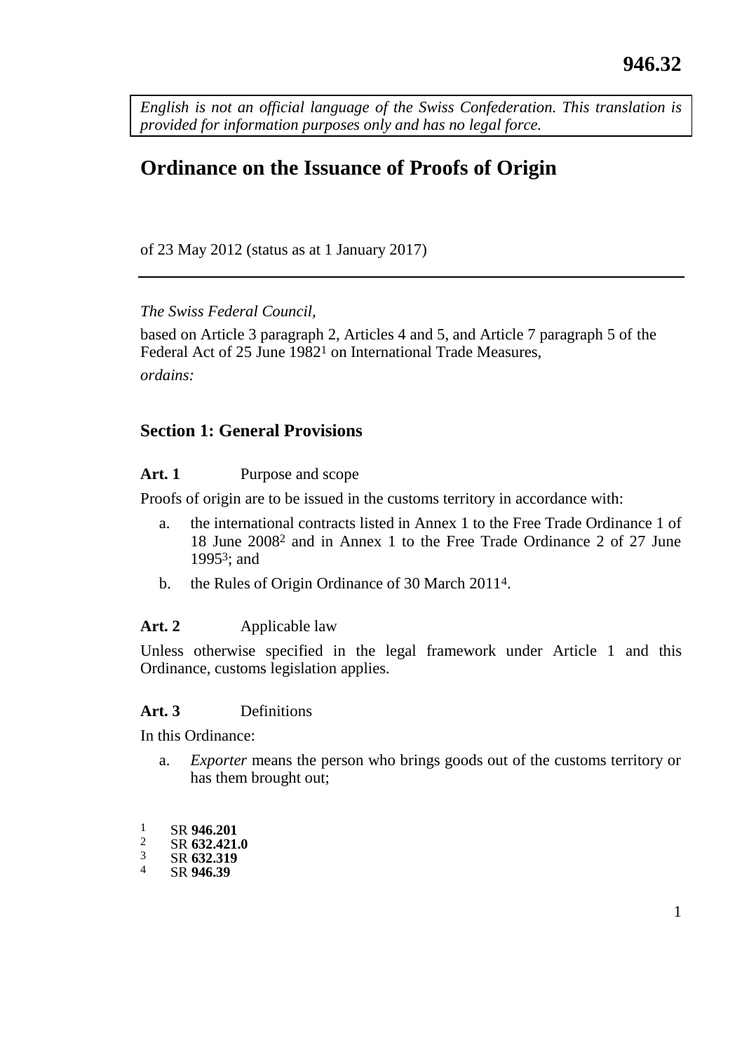946.32

*English is not an official language of the Swiss Confederation. This translation is provided for information purposes only and has no legal force.*

# Ordinance on the Issuance of Proofs of Origin

of 23 May 2012 (status as at 1 January 2017)

---

*The Swiss Federal Council,*

based on Article 3 paragraph 2, Articles 4 and 5, and Article 7 paragraph 5 of the Federal Act of 25 June 1982[1] on International Trade Measures,

*ordains:*

## Section 1: General Provisions

**Art. 1** Purpose and scope

Proofs of origin are to be issued in the customs territory in accordance with:

a. the international contracts listed in Annex 1 to the Free Trade Ordinance 1 of 18 June 2008[2] and in Annex 1 to the Free Trade Ordinance 2 of 27 June 1995[3]; and

b. the Rules of Origin Ordinance of 30 March 2011[4].

**Art. 2** Applicable law

Unless otherwise specified in the legal framework under Article 1 and this Ordinance, customs legislation applies.

**Art. 3** Definitions

In this Ordinance:

a. *Exporter* means the person who brings goods out of the customs territory or has them brought out;

---

[1] SR **946.201**
[2] SR **632.421.0**
[3] SR **632.319**
[4] SR **946.39**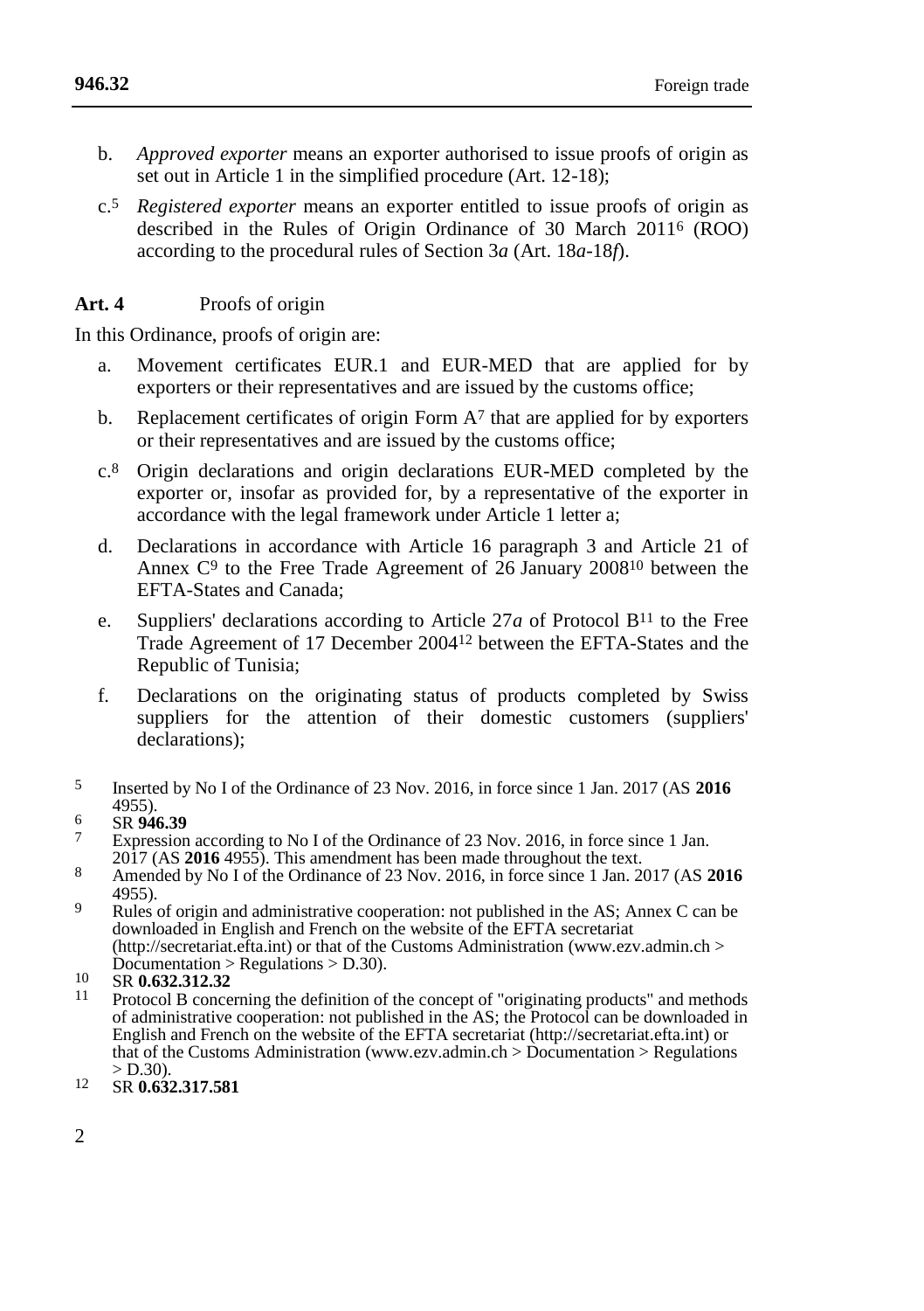b. *Approved exporter* means an exporter authorised to issue proofs of origin as set out in Article 1 in the simplified procedure (Art. 12-18);

c.[5] *Registered exporter* means an exporter entitled to issue proofs of origin as described in the Rules of Origin Ordinance of 30 March 2011[6] (ROO) according to the procedural rules of Section 3*a* (Art. 18*a*-18*f*).

**Art. 4** Proofs of origin

In this Ordinance, proofs of origin are:

a. Movement certificates EUR.1 and EUR-MED that are applied for by exporters or their representatives and are issued by the customs office;

b. Replacement certificates of origin Form A[7] that are applied for by exporters or their representatives and are issued by the customs office;

c.[8] Origin declarations and origin declarations EUR-MED completed by the exporter or, insofar as provided for, by a representative of the exporter in accordance with the legal framework under Article 1 letter a;

d. Declarations in accordance with Article 16 paragraph 3 and Article 21 of Annex C[9] to the Free Trade Agreement of 26 January 2008[10] between the EFTA-States and Canada;

e. Suppliers' declarations according to Article 27*a* of Protocol B[11] to the Free Trade Agreement of 17 December 2004[12] between the EFTA-States and the Republic of Tunisia;

f. Declarations on the originating status of products completed by Swiss suppliers for the attention of their domestic customers (suppliers' declarations);

---

5 Inserted by No I of the Ordinance of 23 Nov. 2016, in force since 1 Jan. 2017 (AS **2016** 4955).

6 SR **946.39**

7 Expression according to No I of the Ordinance of 23 Nov. 2016, in force since 1 Jan. 2017 (AS **2016** 4955). This amendment has been made throughout the text.

8 Amended by No I of the Ordinance of 23 Nov. 2016, in force since 1 Jan. 2017 (AS **2016** 4955).

9 Rules of origin and administrative cooperation: not published in the AS; Annex C can be downloaded in English and French on the website of the EFTA secretariat (http://secretariat.efta.int) or that of the Customs Administration (www.ezv.admin.ch > Documentation > Regulations > D.30).

10 SR **0.632.312.32**

11 Protocol B concerning the definition of the concept of "originating products" and methods of administrative cooperation: not published in the AS; the Protocol can be downloaded in English and French on the website of the EFTA secretariat (http://secretariat.efta.int) or that of the Customs Administration (www.ezv.admin.ch > Documentation > Regulations > D.30).

12 SR **0.632.317.581**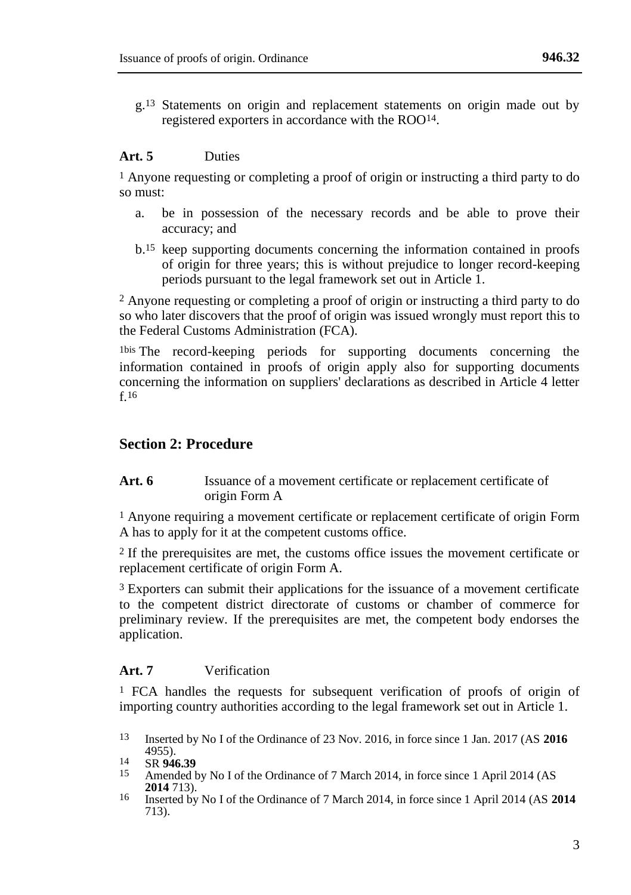g.[13] Statements on origin and replacement statements on origin made out by registered exporters in accordance with the ROO[14].

**Art. 5** Duties

[1] Anyone requesting or completing a proof of origin or instructing a third party to do so must:

a. be in possession of the necessary records and be able to prove their accuracy; and

b.[15] keep supporting documents concerning the information contained in proofs of origin for three years; this is without prejudice to longer record-keeping periods pursuant to the legal framework set out in Article 1.

[2] Anyone requesting or completing a proof of origin or instructing a third party to do so who later discovers that the proof of origin was issued wrongly must report this to the Federal Customs Administration (FCA).

[1bis] The record-keeping periods for supporting documents concerning the information contained in proofs of origin apply also for supporting documents concerning the information on suppliers' declarations as described in Article 4 letter f.[16]

## Section 2: Procedure

**Art. 6** Issuance of a movement certificate or replacement certificate of origin Form A

[1] Anyone requiring a movement certificate or replacement certificate of origin Form A has to apply for it at the competent customs office.

[2] If the prerequisites are met, the customs office issues the movement certificate or replacement certificate of origin Form A.

[3] Exporters can submit their applications for the issuance of a movement certificate to the competent district directorate of customs or chamber of commerce for preliminary review. If the prerequisites are met, the competent body endorses the application.

**Art. 7** Verification

[1] FCA handles the requests for subsequent verification of proofs of origin of importing country authorities according to the legal framework set out in Article 1.

---

13 Inserted by No I of the Ordinance of 23 Nov. 2016, in force since 1 Jan. 2017 (AS **2016** 4955).

14 SR **946.39**

15 Amended by No I of the Ordinance of 7 March 2014, in force since 1 April 2014 (AS **2014** 713).

16 Inserted by No I of the Ordinance of 7 March 2014, in force since 1 April 2014 (AS **2014** 713).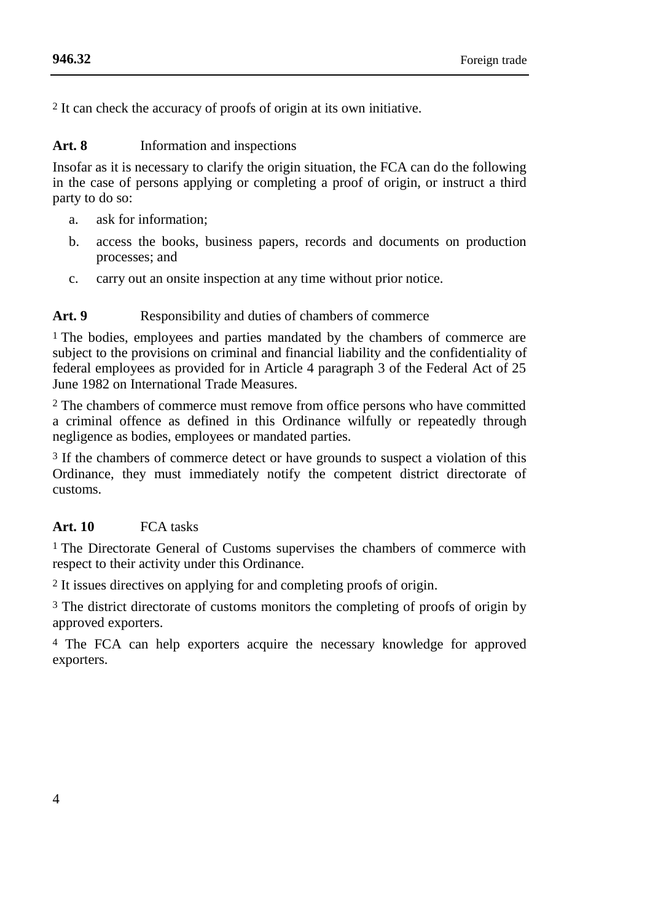[2] It can check the accuracy of proofs of origin at its own initiative.

**Art. 8** Information and inspections

Insofar as it is necessary to clarify the origin situation, the FCA can do the following in the case of persons applying or completing a proof of origin, or instruct a third party to do so:

a. ask for information;

b. access the books, business papers, records and documents on production processes; and

c. carry out an onsite inspection at any time without prior notice.

**Art. 9** Responsibility and duties of chambers of commerce

[1] The bodies, employees and parties mandated by the chambers of commerce are subject to the provisions on criminal and financial liability and the confidentiality of federal employees as provided for in Article 4 paragraph 3 of the Federal Act of 25 June 1982 on International Trade Measures.

[2] The chambers of commerce must remove from office persons who have committed a criminal offence as defined in this Ordinance wilfully or repeatedly through negligence as bodies, employees or mandated parties.

[3] If the chambers of commerce detect or have grounds to suspect a violation of this Ordinance, they must immediately notify the competent district directorate of customs.

**Art. 10** FCA tasks

[1] The Directorate General of Customs supervises the chambers of commerce with respect to their activity under this Ordinance.

[2] It issues directives on applying for and completing proofs of origin.

[3] The district directorate of customs monitors the completing of proofs of origin by approved exporters.

[4] The FCA can help exporters acquire the necessary knowledge for approved exporters.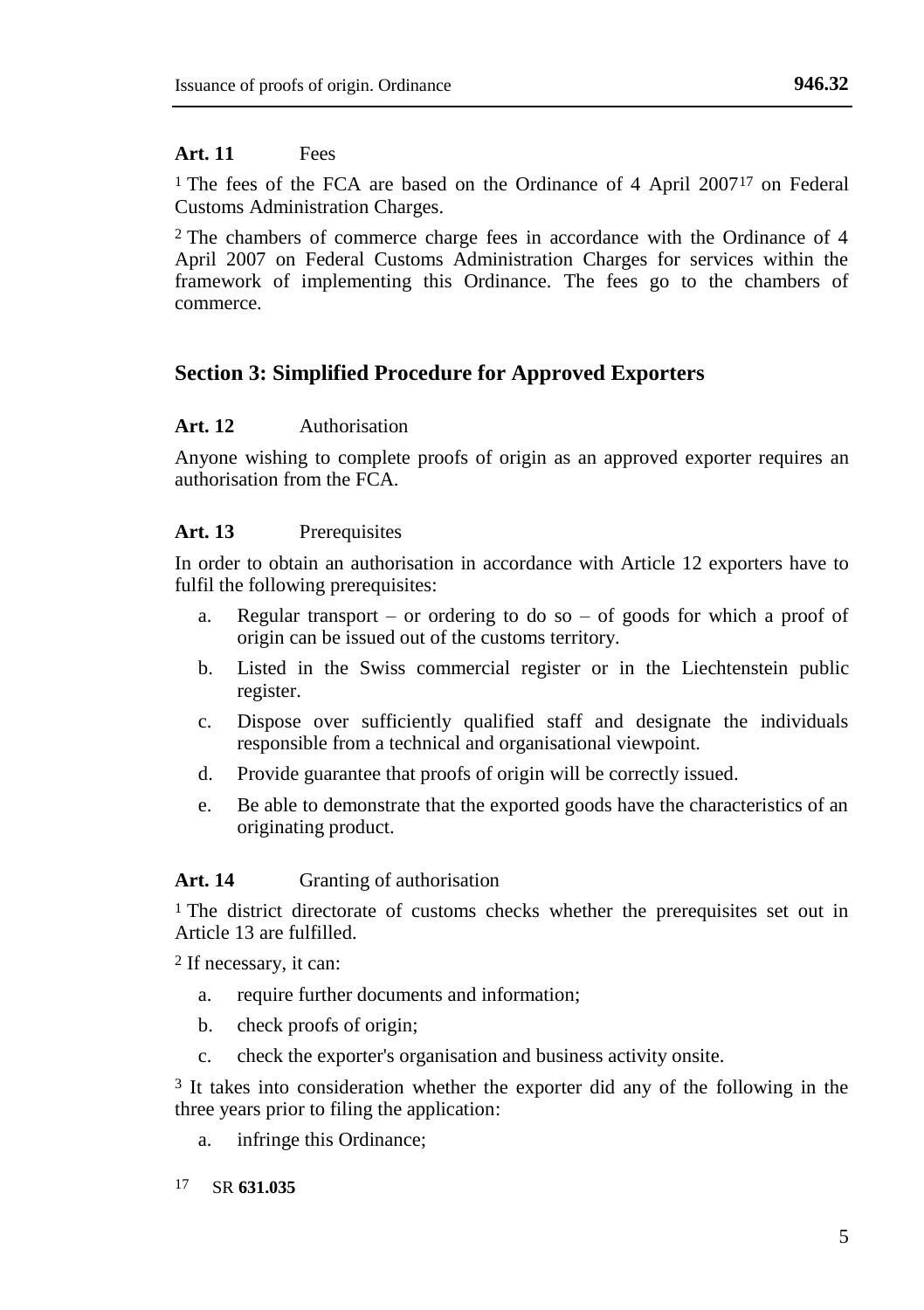**Art. 11** Fees

[1] The fees of the FCA are based on the Ordinance of 4 April 2007[17] on Federal Customs Administration Charges.

[2] The chambers of commerce charge fees in accordance with the Ordinance of 4 April 2007 on Federal Customs Administration Charges for services within the framework of implementing this Ordinance. The fees go to the chambers of commerce.

## Section 3: Simplified Procedure for Approved Exporters

**Art. 12** Authorisation

Anyone wishing to complete proofs of origin as an approved exporter requires an authorisation from the FCA.

**Art. 13** Prerequisites

In order to obtain an authorisation in accordance with Article 12 exporters have to fulfil the following prerequisites:

a. Regular transport – or ordering to do so – of goods for which a proof of origin can be issued out of the customs territory.

b. Listed in the Swiss commercial register or in the Liechtenstein public register.

c. Dispose over sufficiently qualified staff and designate the individuals responsible from a technical and organisational viewpoint.

d. Provide guarantee that proofs of origin will be correctly issued.

e. Be able to demonstrate that the exported goods have the characteristics of an originating product.

**Art. 14** Granting of authorisation

[1] The district directorate of customs checks whether the prerequisites set out in Article 13 are fulfilled.

[2] If necessary, it can:

a. require further documents and information;

b. check proofs of origin;

c. check the exporter's organisation and business activity onsite.

[3] It takes into consideration whether the exporter did any of the following in the three years prior to filing the application:

a. infringe this Ordinance;

---

[17] SR **631.035**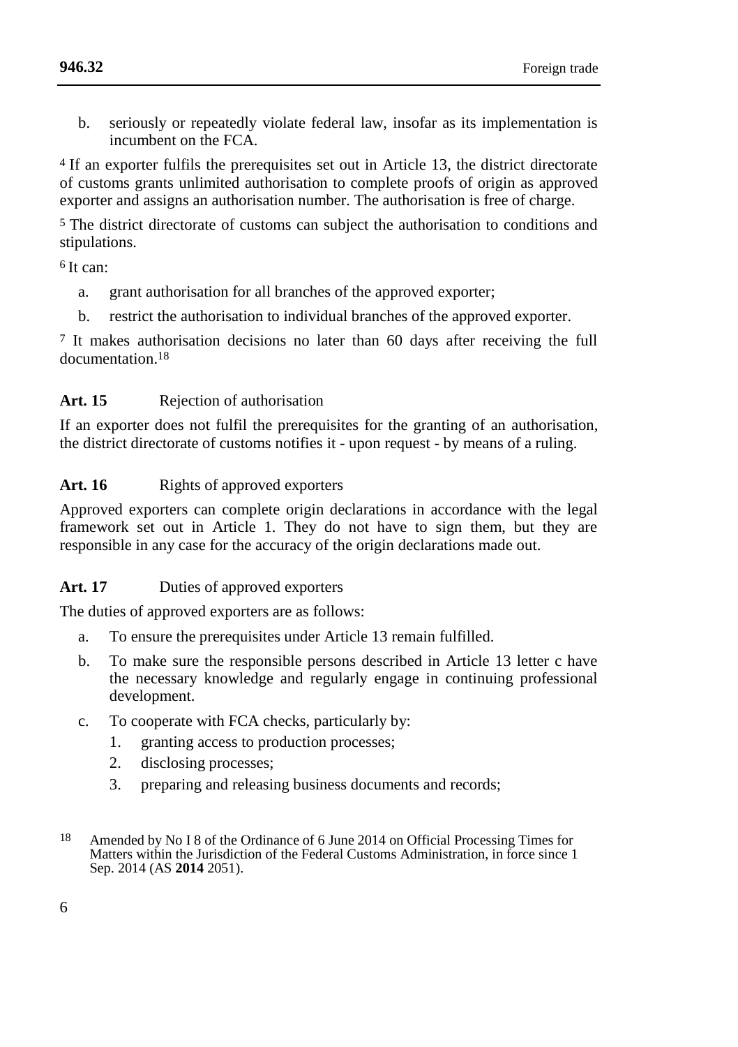b. seriously or repeatedly violate federal law, insofar as its implementation is incumbent on the FCA.

[4] If an exporter fulfils the prerequisites set out in Article 13, the district directorate of customs grants unlimited authorisation to complete proofs of origin as approved exporter and assigns an authorisation number. The authorisation is free of charge.

[5] The district directorate of customs can subject the authorisation to conditions and stipulations.

[6] It can:

a. grant authorisation for all branches of the approved exporter;

b. restrict the authorisation to individual branches of the approved exporter.

[7] It makes authorisation decisions no later than 60 days after receiving the full documentation.[18]

### Art. 15 Rejection of authorisation

If an exporter does not fulfil the prerequisites for the granting of an authorisation, the district directorate of customs notifies it - upon request - by means of a ruling.

### Art. 16 Rights of approved exporters

Approved exporters can complete origin declarations in accordance with the legal framework set out in Article 1. They do not have to sign them, but they are responsible in any case for the accuracy of the origin declarations made out.

### Art. 17 Duties of approved exporters

The duties of approved exporters are as follows:

a. To ensure the prerequisites under Article 13 remain fulfilled.

b. To make sure the responsible persons described in Article 13 letter c have the necessary knowledge and regularly engage in continuing professional development.

c. To cooperate with FCA checks, particularly by:

   1. granting access to production processes;
   2. disclosing processes;
   3. preparing and releasing business documents and records;

---

[18] Amended by No I 8 of the Ordinance of 6 June 2014 on Official Processing Times for Matters within the Jurisdiction of the Federal Customs Administration, in force since 1 Sep. 2014 (AS **2014** 2051).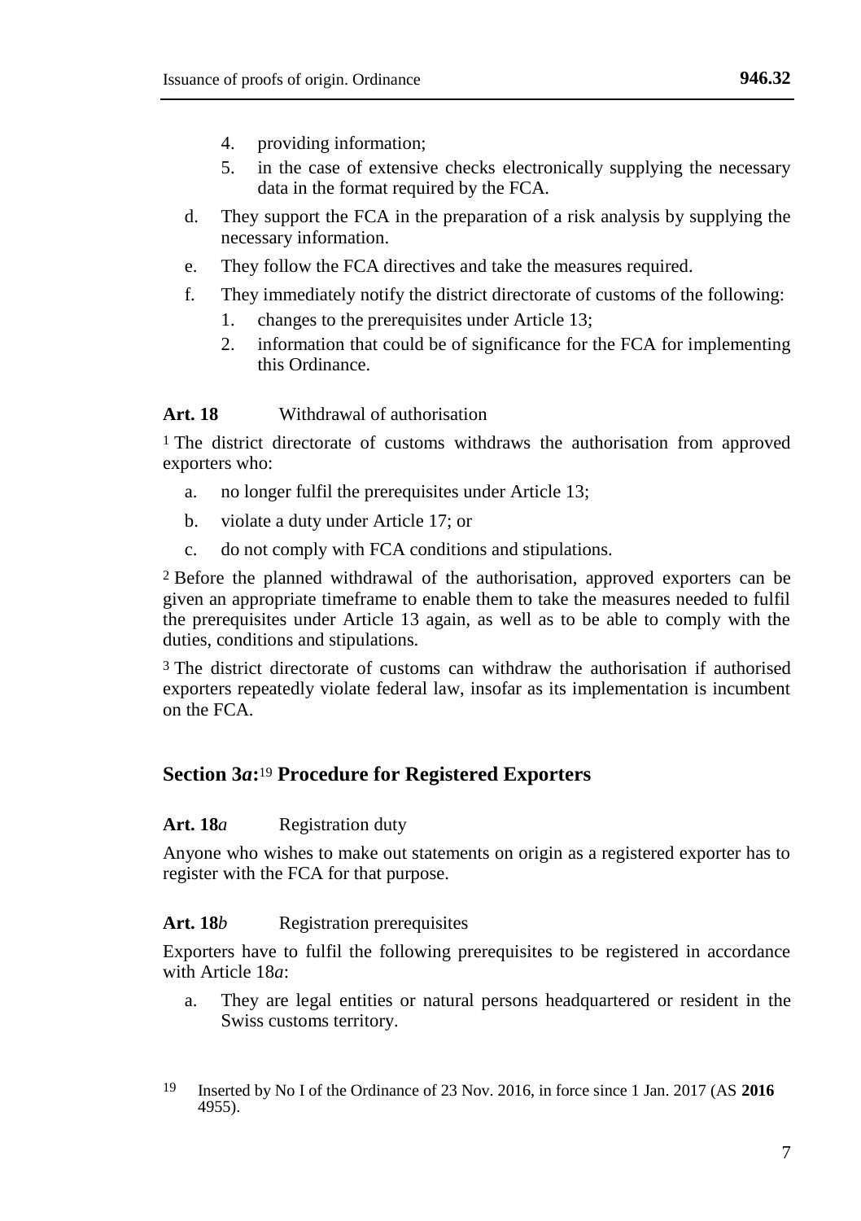4. providing information;
5. in the case of extensive checks electronically supplying the necessary data in the format required by the FCA.

d. They support the FCA in the preparation of a risk analysis by supplying the necessary information.

e. They follow the FCA directives and take the measures required.

f. They immediately notify the district directorate of customs of the following:
   1. changes to the prerequisites under Article 13;
   2. information that could be of significance for the FCA for implementing this Ordinance.

**Art. 18** Withdrawal of authorisation

[1] The district directorate of customs withdraws the authorisation from approved exporters who:

a. no longer fulfil the prerequisites under Article 13;

b. violate a duty under Article 17; or

c. do not comply with FCA conditions and stipulations.

[2] Before the planned withdrawal of the authorisation, approved exporters can be given an appropriate timeframe to enable them to take the measures needed to fulfil the prerequisites under Article 13 again, as well as to be able to comply with the duties, conditions and stipulations.

[3] The district directorate of customs can withdraw the authorisation if authorised exporters repeatedly violate federal law, insofar as its implementation is incumbent on the FCA.

## Section 3*a*:[19] Procedure for Registered Exporters

**Art. 18*a*** Registration duty

Anyone who wishes to make out statements on origin as a registered exporter has to register with the FCA for that purpose.

**Art. 18*b*** Registration prerequisites

Exporters have to fulfil the following prerequisites to be registered in accordance with Article 18*a*:

a. They are legal entities or natural persons headquartered or resident in the Swiss customs territory.

---

[19] Inserted by No I of the Ordinance of 23 Nov. 2016, in force since 1 Jan. 2017 (AS **2016** 4955).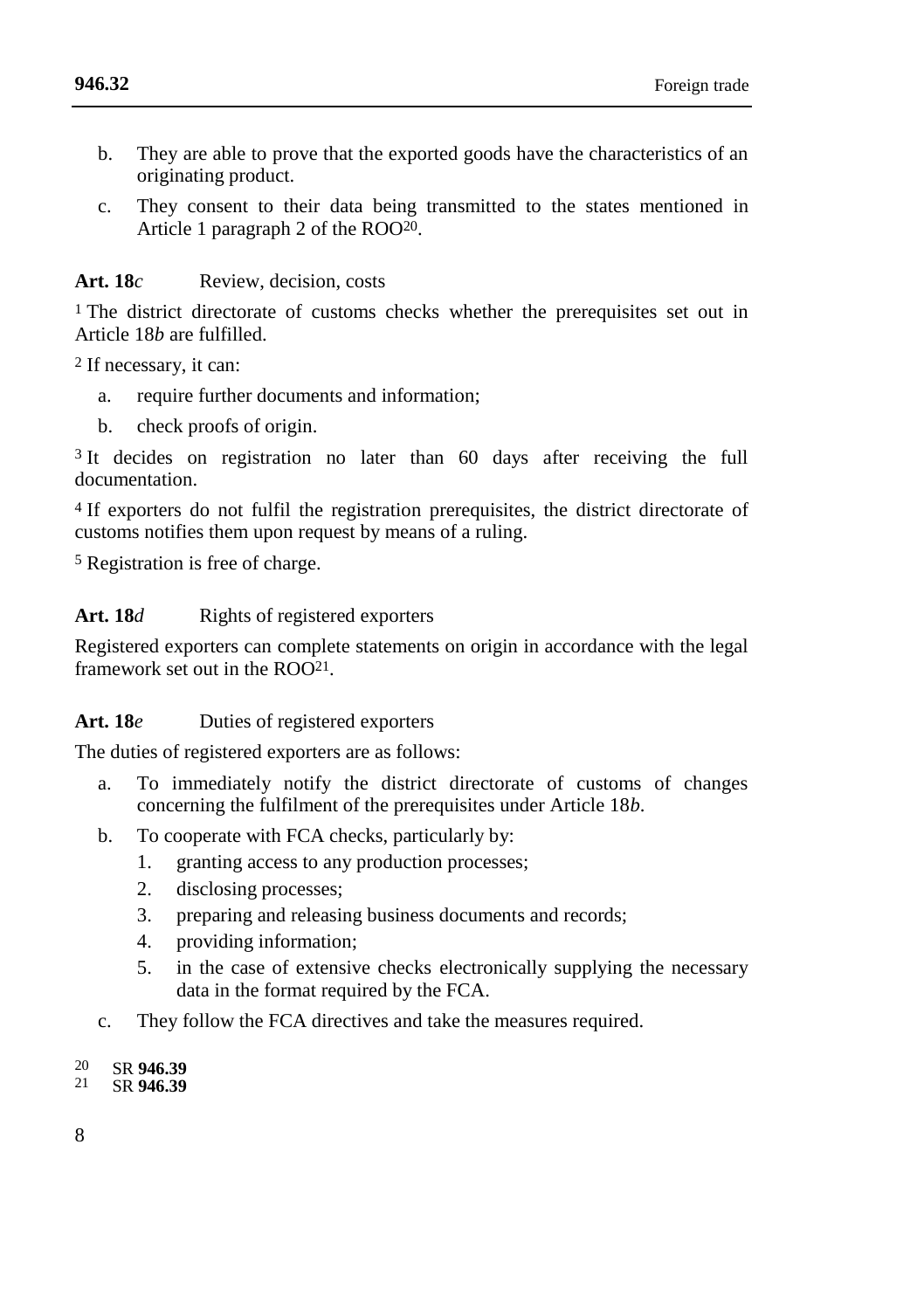b. They are able to prove that the exported goods have the characteristics of an originating product.

c. They consent to their data being transmitted to the states mentioned in Article 1 paragraph 2 of the ROO[20].

**Art. 18*c*** Review, decision, costs

[1] The district directorate of customs checks whether the prerequisites set out in Article 18*b* are fulfilled.

[2] If necessary, it can:

a. require further documents and information;

b. check proofs of origin.

[3] It decides on registration no later than 60 days after receiving the full documentation.

[4] If exporters do not fulfil the registration prerequisites, the district directorate of customs notifies them upon request by means of a ruling.

[5] Registration is free of charge.

**Art. 18*d*** Rights of registered exporters

Registered exporters can complete statements on origin in accordance with the legal framework set out in the ROO[21].

**Art. 18*e*** Duties of registered exporters

The duties of registered exporters are as follows:

a. To immediately notify the district directorate of customs of changes concerning the fulfilment of the prerequisites under Article 18*b*.

b. To cooperate with FCA checks, particularly by:
   1. granting access to any production processes;
   2. disclosing processes;
   3. preparing and releasing business documents and records;
   4. providing information;
   5. in the case of extensive checks electronically supplying the necessary data in the format required by the FCA.

c. They follow the FCA directives and take the measures required.

[20] SR **946.39**
[21] SR **946.39**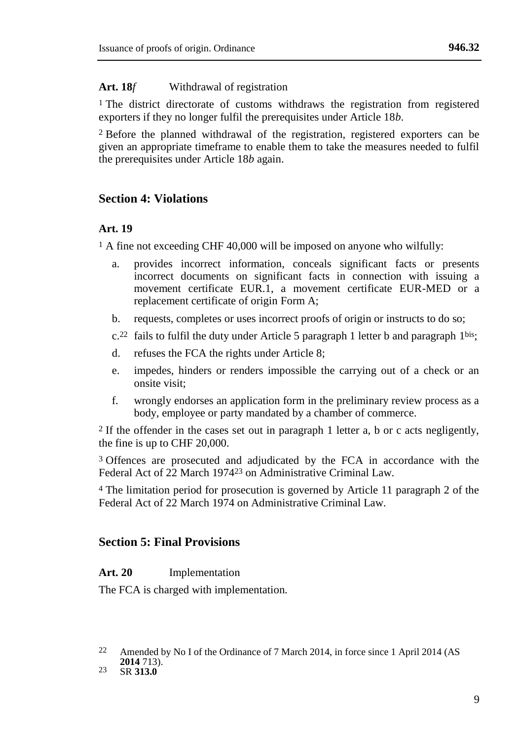**Art. 18*f*** Withdrawal of registration

[1] The district directorate of customs withdraws the registration from registered exporters if they no longer fulfil the prerequisites under Article 18*b*.

[2] Before the planned withdrawal of the registration, registered exporters can be given an appropriate timeframe to enable them to take the measures needed to fulfil the prerequisites under Article 18*b* again.

## Section 4: Violations

**Art. 19**

[1] A fine not exceeding CHF 40,000 will be imposed on anyone who wilfully:

a. provides incorrect information, conceals significant facts or presents incorrect documents on significant facts in connection with issuing a movement certificate EUR.1, a movement certificate EUR-MED or a replacement certificate of origin Form A;

b. requests, completes or uses incorrect proofs of origin or instructs to do so;

c.[22] fails to fulfil the duty under Article 5 paragraph 1 letter b and paragraph 1[bis];

d. refuses the FCA the rights under Article 8;

e. impedes, hinders or renders impossible the carrying out of a check or an onsite visit;

f. wrongly endorses an application form in the preliminary review process as a body, employee or party mandated by a chamber of commerce.

[2] If the offender in the cases set out in paragraph 1 letter a, b or c acts negligently, the fine is up to CHF 20,000.

[3] Offences are prosecuted and adjudicated by the FCA in accordance with the Federal Act of 22 March 1974[23] on Administrative Criminal Law.

[4] The limitation period for prosecution is governed by Article 11 paragraph 2 of the Federal Act of 22 March 1974 on Administrative Criminal Law.

## Section 5: Final Provisions

**Art. 20** Implementation

The FCA is charged with implementation.

---

22 Amended by No I of the Ordinance of 7 March 2014, in force since 1 April 2014 (AS **2014** 713).

23 SR **313.0**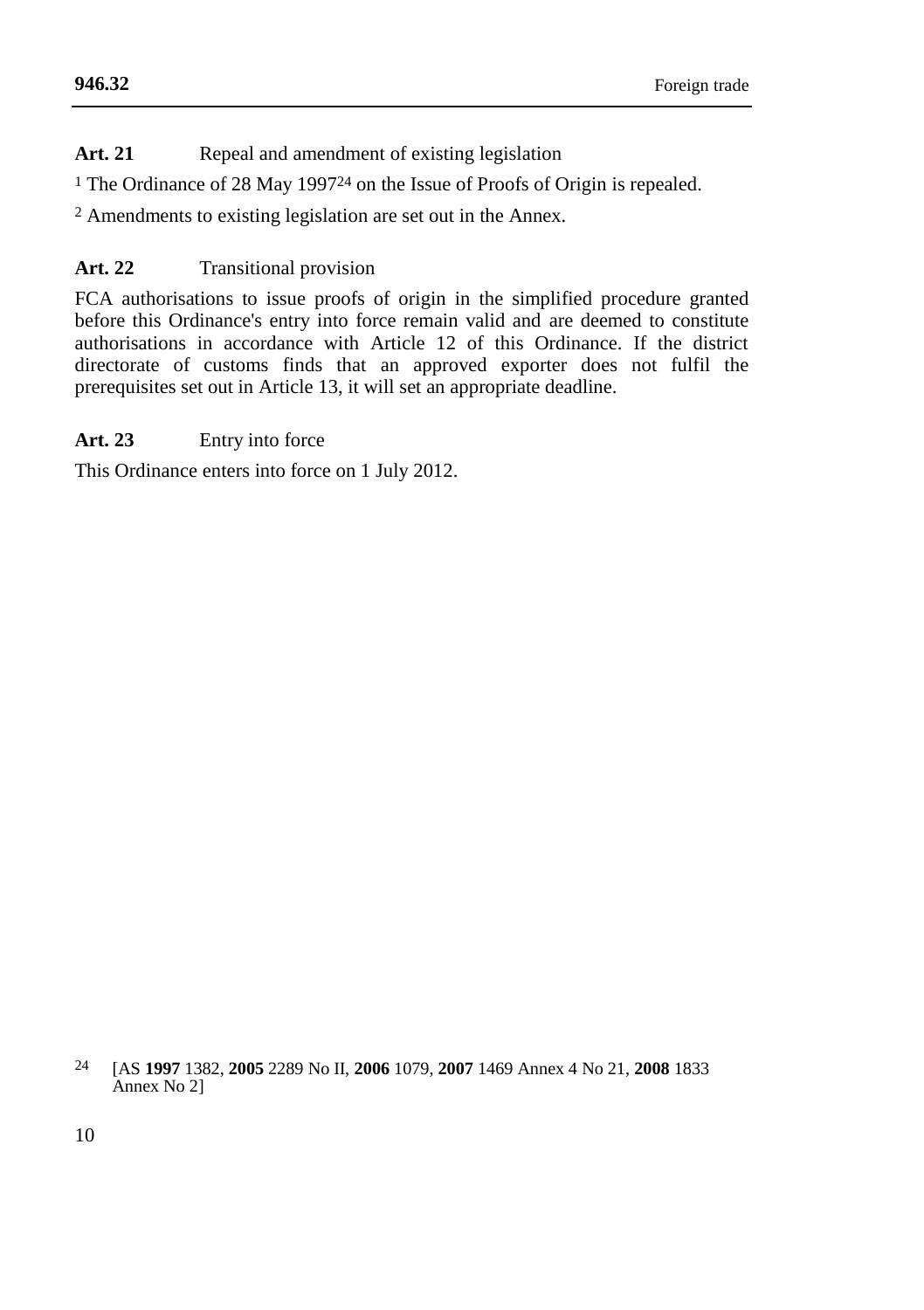**Art. 21** Repeal and amendment of existing legislation

[1] The Ordinance of 28 May 1997[24] on the Issue of Proofs of Origin is repealed.

[2] Amendments to existing legislation are set out in the Annex.

**Art. 22** Transitional provision

FCA authorisations to issue proofs of origin in the simplified procedure granted before this Ordinance's entry into force remain valid and are deemed to constitute authorisations in accordance with Article 12 of this Ordinance. If the district directorate of customs finds that an approved exporter does not fulfil the prerequisites set out in Article 13, it will set an appropriate deadline.

**Art. 23** Entry into force

This Ordinance enters into force on 1 July 2012.

[24] [AS **1997** 1382, **2005** 2289 No II, **2006** 1079, **2007** 1469 Annex 4 No 21, **2008** 1833 Annex No 2]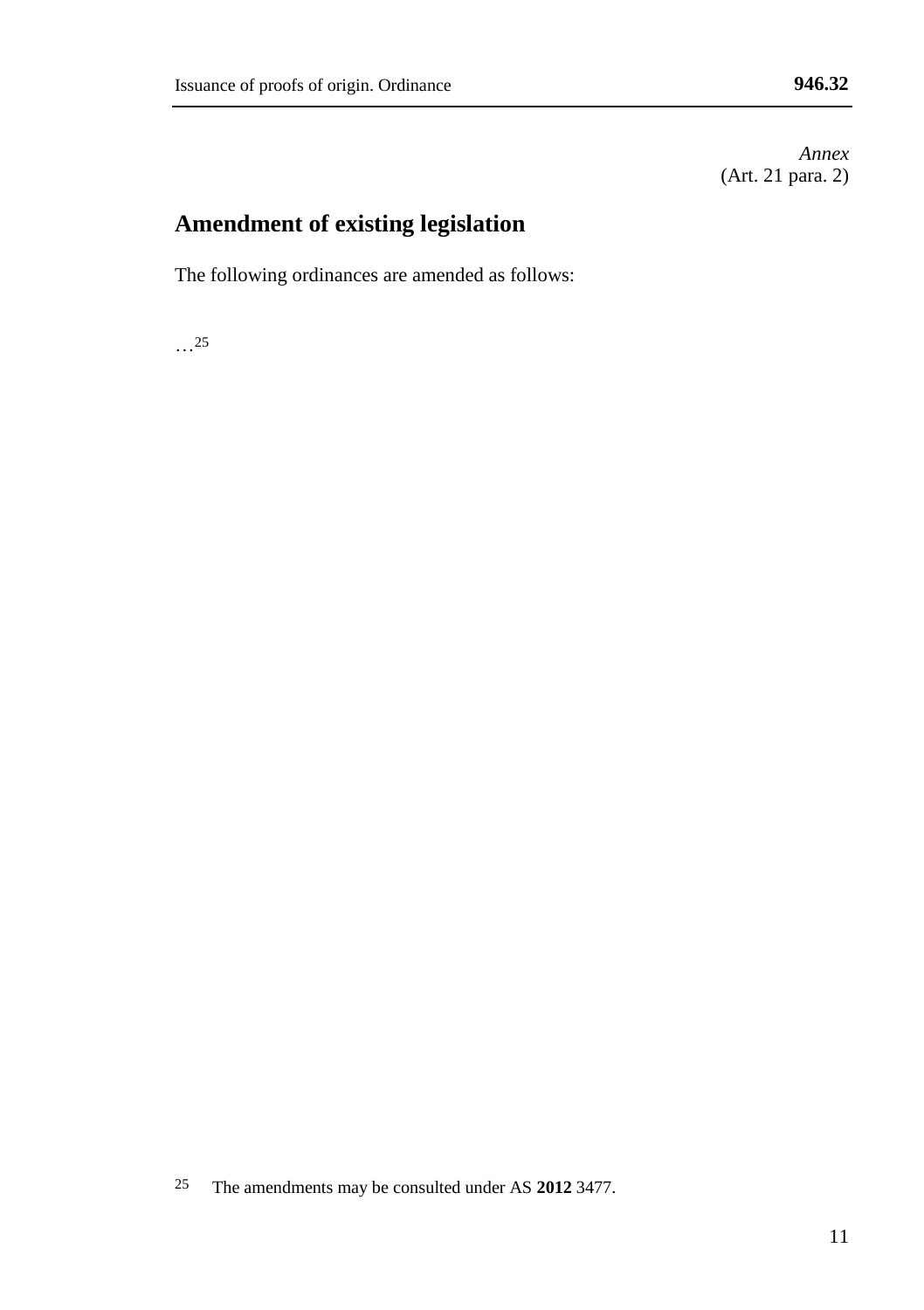*Annex*
(Art. 21 para. 2)

## Amendment of existing legislation

The following ordinances are amended as follows:

…[25]

[25] The amendments may be consulted under AS **2012** 3477.